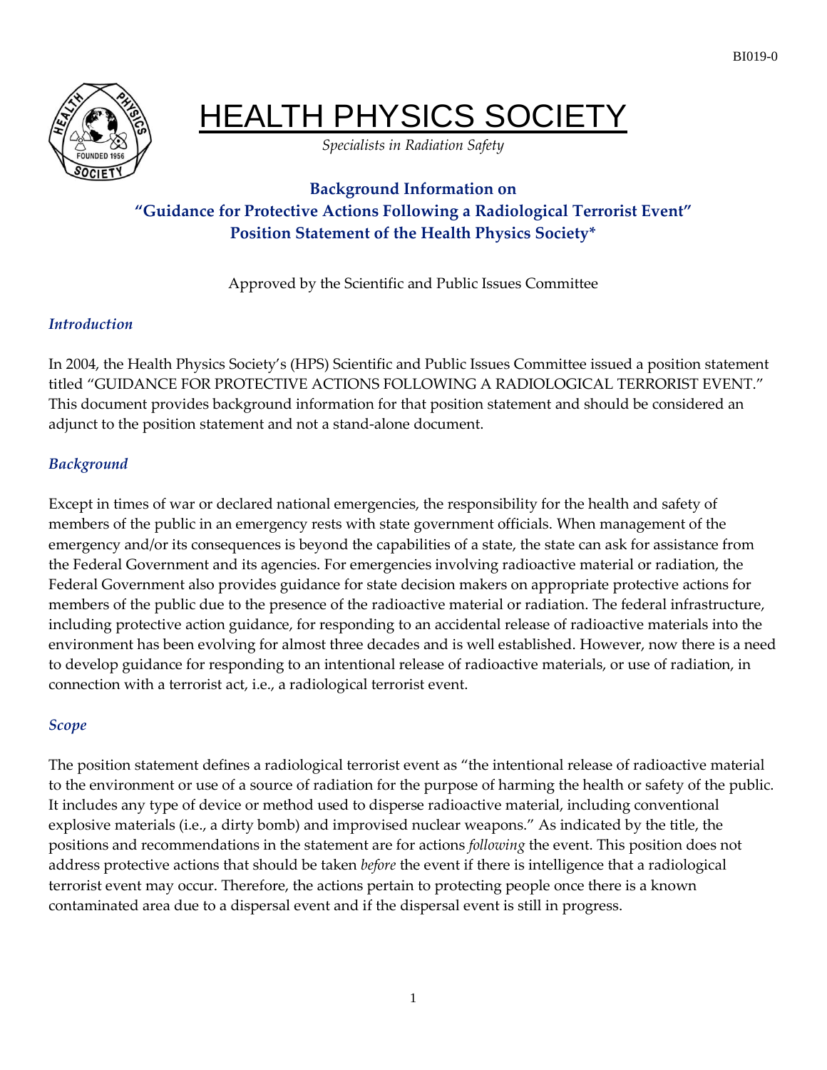BI019-0

# HEALTH PHYSICS SOCIETY

*Specialists in Radiation Safety*

## Background Information on "Guidance for Protective Actions Following a Radiological Terrorist Event" Position Statement of the Health Physics Society*

Approved by the Scientific and Public Issues Committee

### *Introduction*

In 2004, the Health Physics Society's (HPS) Scientific and Public Issues Committee issued a position statement titled "GUIDANCE FOR PROTECTIVE ACTIONS FOLLOWING A RADIOLOGICAL TERRORIST EVENT." This document provides background information for that position statement and should be considered an adjunct to the position statement and not a stand-alone document.

### *Background*

Except in times of war or declared national emergencies, the responsibility for the health and safety of members of the public in an emergency rests with state government officials. When management of the emergency and/or its consequences is beyond the capabilities of a state, the state can ask for assistance from the Federal Government and its agencies. For emergencies involving radioactive material or radiation, the Federal Government also provides guidance for state decision makers on appropriate protective actions for members of the public due to the presence of the radioactive material or radiation. The federal infrastructure, including protective action guidance, for responding to an accidental release of radioactive materials into the environment has been evolving for almost three decades and is well established. However, now there is a need to develop guidance for responding to an intentional release of radioactive materials, or use of radiation, in connection with a terrorist act, i.e., a radiological terrorist event.

### *Scope*

The position statement defines a radiological terrorist event as "the intentional release of radioactive material to the environment or use of a source of radiation for the purpose of harming the health or safety of the public. It includes any type of device or method used to disperse radioactive material, including conventional explosive materials (i.e., a dirty bomb) and improvised nuclear weapons." As indicated by the title, the positions and recommendations in the statement are for actions *following* the event. This position does not address protective actions that should be taken *before* the event if there is intelligence that a radiological terrorist event may occur. Therefore, the actions pertain to protecting people once there is a known contaminated area due to a dispersal event and if the dispersal event is still in progress.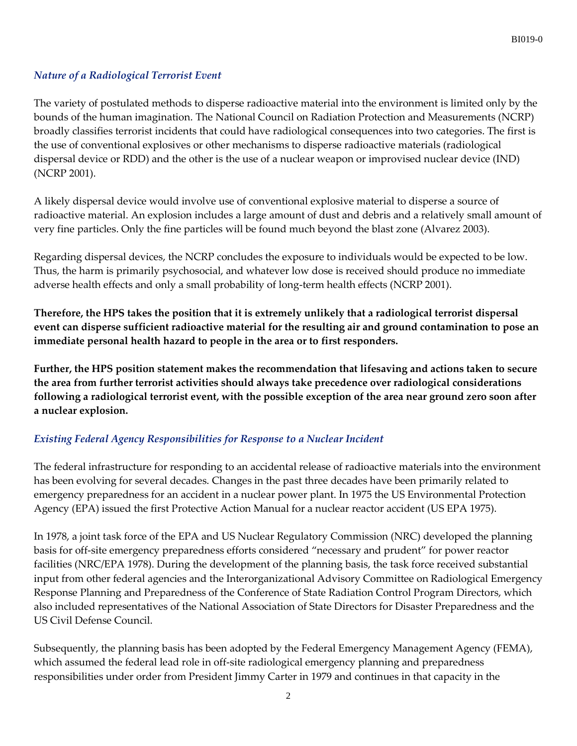### *Nature of a Radiological Terrorist Event*

The variety of postulated methods to disperse radioactive material into the environment is limited only by the bounds of the human imagination. The National Council on Radiation Protection and Measurements (NCRP) broadly classifies terrorist incidents that could have radiological consequences into two categories. The first is the use of conventional explosives or other mechanisms to disperse radioactive materials (radiological dispersal device or RDD) and the other is the use of a nuclear weapon or improvised nuclear device (IND) (NCRP 2001).

A likely dispersal device would involve use of conventional explosive material to disperse a source of radioactive material. An explosion includes a large amount of dust and debris and a relatively small amount of very fine particles. Only the fine particles will be found much beyond the blast zone (Alvarez 2003).

Regarding dispersal devices, the NCRP concludes the exposure to individuals would be expected to be low. Thus, the harm is primarily psychosocial, and whatever low dose is received should produce no immediate adverse health effects and only a small probability of long-term health effects (NCRP 2001).

**Therefore, the HPS takes the position that it is extremely unlikely that a radiological terrorist dispersal event can disperse sufficient radioactive material for the resulting air and ground contamination to pose an immediate personal health hazard to people in the area or to first responders.**

**Further, the HPS position statement makes the recommendation that lifesaving and actions taken to secure the area from further terrorist activities should always take precedence over radiological considerations following a radiological terrorist event, with the possible exception of the area near ground zero soon after a nuclear explosion.**

### *Existing Federal Agency Responsibilities for Response to a Nuclear Incident*

The federal infrastructure for responding to an accidental release of radioactive materials into the environment has been evolving for several decades. Changes in the past three decades have been primarily related to emergency preparedness for an accident in a nuclear power plant. In 1975 the US Environmental Protection Agency (EPA) issued the first Protective Action Manual for a nuclear reactor accident (US EPA 1975).

In 1978, a joint task force of the EPA and US Nuclear Regulatory Commission (NRC) developed the planning basis for off-site emergency preparedness efforts considered "necessary and prudent" for power reactor facilities (NRC/EPA 1978). During the development of the planning basis, the task force received substantial input from other federal agencies and the Interorganizational Advisory Committee on Radiological Emergency Response Planning and Preparedness of the Conference of State Radiation Control Program Directors, which also included representatives of the National Association of State Directors for Disaster Preparedness and the US Civil Defense Council.

Subsequently, the planning basis has been adopted by the Federal Emergency Management Agency (FEMA), which assumed the federal lead role in off-site radiological emergency planning and preparedness responsibilities under order from President Jimmy Carter in 1979 and continues in that capacity in the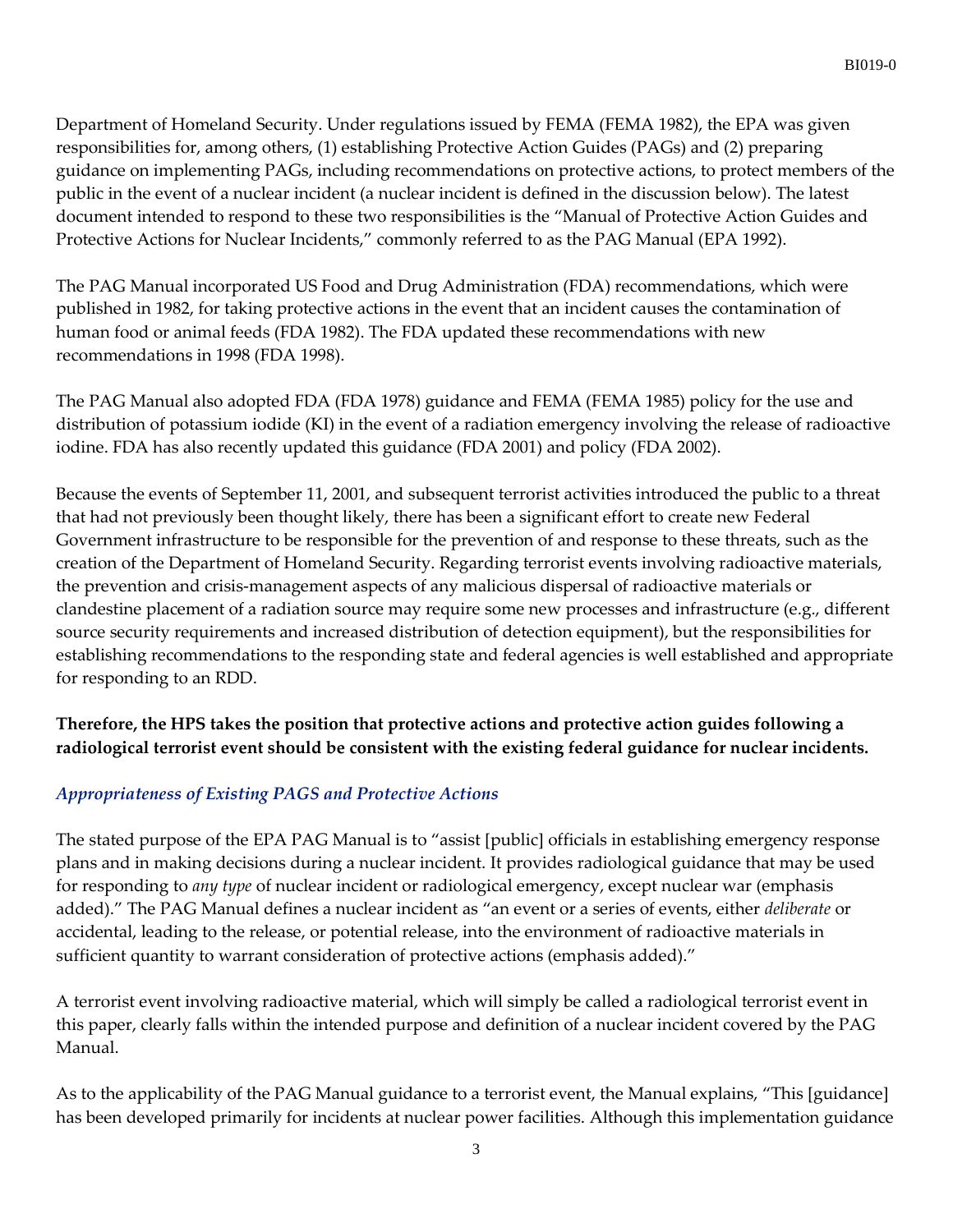Department of Homeland Security. Under regulations issued by FEMA (FEMA 1982), the EPA was given responsibilities for, among others, (1) establishing Protective Action Guides (PAGs) and (2) preparing guidance on implementing PAGs, including recommendations on protective actions, to protect members of the public in the event of a nuclear incident (a nuclear incident is defined in the discussion below). The latest document intended to respond to these two responsibilities is the "Manual of Protective Action Guides and Protective Actions for Nuclear Incidents," commonly referred to as the PAG Manual (EPA 1992).

The PAG Manual incorporated US Food and Drug Administration (FDA) recommendations, which were published in 1982, for taking protective actions in the event that an incident causes the contamination of human food or animal feeds (FDA 1982). The FDA updated these recommendations with new recommendations in 1998 (FDA 1998).

The PAG Manual also adopted FDA (FDA 1978) guidance and FEMA (FEMA 1985) policy for the use and distribution of potassium iodide (KI) in the event of a radiation emergency involving the release of radioactive iodine. FDA has also recently updated this guidance (FDA 2001) and policy (FDA 2002).

Because the events of September 11, 2001, and subsequent terrorist activities introduced the public to a threat that had not previously been thought likely, there has been a significant effort to create new Federal Government infrastructure to be responsible for the prevention of and response to these threats, such as the creation of the Department of Homeland Security. Regarding terrorist events involving radioactive materials, the prevention and crisis-management aspects of any malicious dispersal of radioactive materials or clandestine placement of a radiation source may require some new processes and infrastructure (e.g., different source security requirements and increased distribution of detection equipment), but the responsibilities for establishing recommendations to the responding state and federal agencies is well established and appropriate for responding to an RDD.

**Therefore, the HPS takes the position that protective actions and protective action guides following a radiological terrorist event should be consistent with the existing federal guidance for nuclear incidents.**

### *Appropriateness of Existing PAGS and Protective Actions*

The stated purpose of the EPA PAG Manual is to "assist [public] officials in establishing emergency response plans and in making decisions during a nuclear incident. It provides radiological guidance that may be used for responding to *any type* of nuclear incident or radiological emergency, except nuclear war (emphasis added)." The PAG Manual defines a nuclear incident as "an event or a series of events, either *deliberate* or accidental, leading to the release, or potential release, into the environment of radioactive materials in sufficient quantity to warrant consideration of protective actions (emphasis added)."

A terrorist event involving radioactive material, which will simply be called a radiological terrorist event in this paper, clearly falls within the intended purpose and definition of a nuclear incident covered by the PAG Manual.

As to the applicability of the PAG Manual guidance to a terrorist event, the Manual explains, "This [guidance] has been developed primarily for incidents at nuclear power facilities. Although this implementation guidance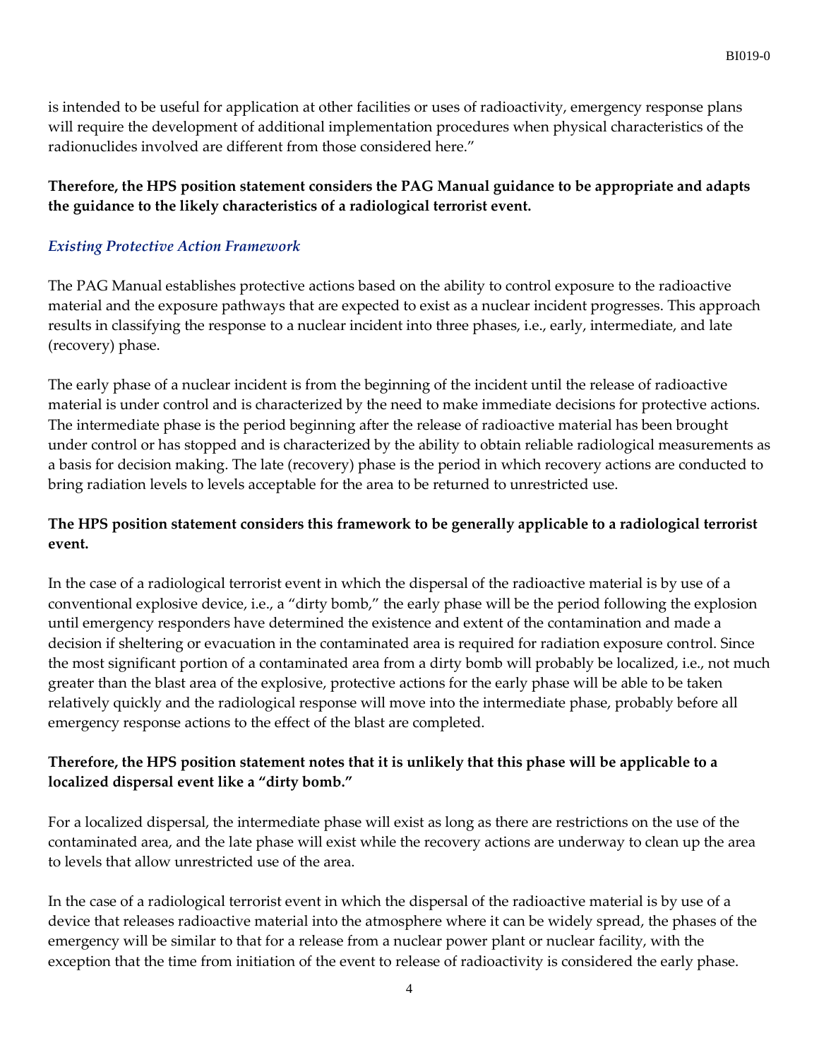is intended to be useful for application at other facilities or uses of radioactivity, emergency response plans will require the development of additional implementation procedures when physical characteristics of the radionuclides involved are different from those considered here."

**Therefore, the HPS position statement considers the PAG Manual guidance to be appropriate and adapts the guidance to the likely characteristics of a radiological terrorist event.**

### *Existing Protective Action Framework*

The PAG Manual establishes protective actions based on the ability to control exposure to the radioactive material and the exposure pathways that are expected to exist as a nuclear incident progresses. This approach results in classifying the response to a nuclear incident into three phases, i.e., early, intermediate, and late (recovery) phase.

The early phase of a nuclear incident is from the beginning of the incident until the release of radioactive material is under control and is characterized by the need to make immediate decisions for protective actions. The intermediate phase is the period beginning after the release of radioactive material has been brought under control or has stopped and is characterized by the ability to obtain reliable radiological measurements as a basis for decision making. The late (recovery) phase is the period in which recovery actions are conducted to bring radiation levels to levels acceptable for the area to be returned to unrestricted use.

**The HPS position statement considers this framework to be generally applicable to a radiological terrorist event.**

In the case of a radiological terrorist event in which the dispersal of the radioactive material is by use of a conventional explosive device, i.e., a "dirty bomb," the early phase will be the period following the explosion until emergency responders have determined the existence and extent of the contamination and made a decision if sheltering or evacuation in the contaminated area is required for radiation exposure control. Since the most significant portion of a contaminated area from a dirty bomb will probably be localized, i.e., not much greater than the blast area of the explosive, protective actions for the early phase will be able to be taken relatively quickly and the radiological response will move into the intermediate phase, probably before all emergency response actions to the effect of the blast are completed.

**Therefore, the HPS position statement notes that it is unlikely that this phase will be applicable to a localized dispersal event like a "dirty bomb."**

For a localized dispersal, the intermediate phase will exist as long as there are restrictions on the use of the contaminated area, and the late phase will exist while the recovery actions are underway to clean up the area to levels that allow unrestricted use of the area.

In the case of a radiological terrorist event in which the dispersal of the radioactive material is by use of a device that releases radioactive material into the atmosphere where it can be widely spread, the phases of the emergency will be similar to that for a release from a nuclear power plant or nuclear facility, with the exception that the time from initiation of the event to release of radioactivity is considered the early phase.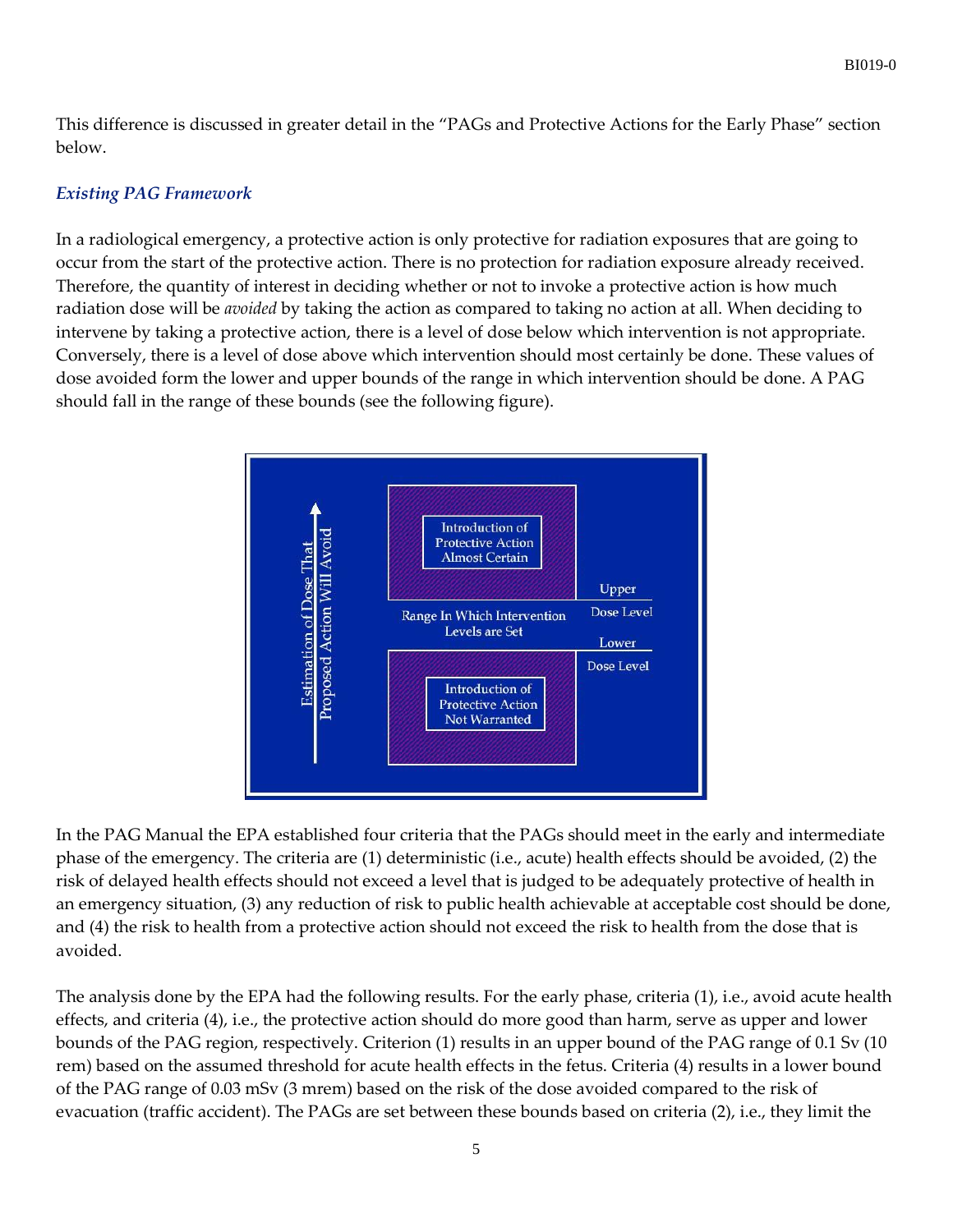This difference is discussed in greater detail in the "PAGs and Protective Actions for the Early Phase" section below.

### *Existing PAG Framework*

In a radiological emergency, a protective action is only protective for radiation exposures that are going to occur from the start of the protective action. There is no protection for radiation exposure already received. Therefore, the quantity of interest in deciding whether or not to invoke a protective action is how much radiation dose will be *avoided* by taking the action as compared to taking no action at all. When deciding to intervene by taking a protective action, there is a level of dose below which intervention is not appropriate. Conversely, there is a level of dose above which intervention should most certainly be done. These values of dose avoided form the lower and upper bounds of the range in which intervention should be done. A PAG should fall in the range of these bounds (see the following figure).

Estimation of Dose That Proposed Action Will Avoid

Introduction of Protective Action Almost Certain

Upper Dose Level

Range In Which Intervention Levels are Set

Lower Dose Level

Introduction of Protective Action Not Warranted

In the PAG Manual the EPA established four criteria that the PAGs should meet in the early and intermediate phase of the emergency. The criteria are (1) deterministic (i.e., acute) health effects should be avoided, (2) the risk of delayed health effects should not exceed a level that is judged to be adequately protective of health in an emergency situation, (3) any reduction of risk to public health achievable at acceptable cost should be done, and (4) the risk to health from a protective action should not exceed the risk to health from the dose that is avoided.

The analysis done by the EPA had the following results. For the early phase, criteria (1), i.e., avoid acute health effects, and criteria (4), i.e., the protective action should do more good than harm, serve as upper and lower bounds of the PAG region, respectively. Criterion (1) results in an upper bound of the PAG range of 0.1 Sv (10 rem) based on the assumed threshold for acute health effects in the fetus. Criteria (4) results in a lower bound of the PAG range of 0.03 mSv (3 mrem) based on the risk of the dose avoided compared to the risk of evacuation (traffic accident). The PAGs are set between these bounds based on criteria (2), i.e., they limit the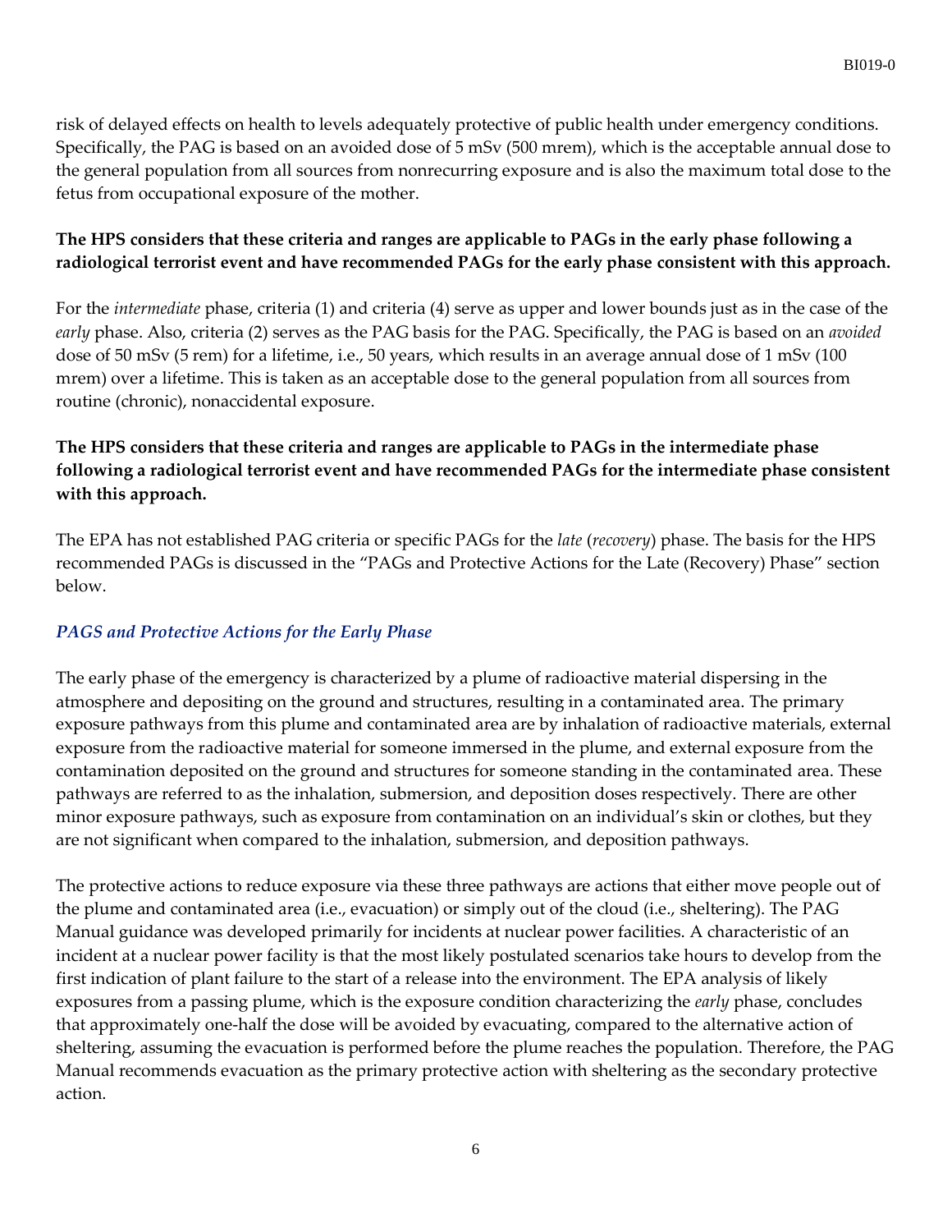risk of delayed effects on health to levels adequately protective of public health under emergency conditions. Specifically, the PAG is based on an avoided dose of 5 mSv (500 mrem), which is the acceptable annual dose to the general population from all sources from nonrecurring exposure and is also the maximum total dose to the fetus from occupational exposure of the mother.

**The HPS considers that these criteria and ranges are applicable to PAGs in the early phase following a radiological terrorist event and have recommended PAGs for the early phase consistent with this approach.**

For the *intermediate* phase, criteria (1) and criteria (4) serve as upper and lower bounds just as in the case of the *early* phase. Also, criteria (2) serves as the PAG basis for the PAG. Specifically, the PAG is based on an *avoided* dose of 50 mSv (5 rem) for a lifetime, i.e., 50 years, which results in an average annual dose of 1 mSv (100 mrem) over a lifetime. This is taken as an acceptable dose to the general population from all sources from routine (chronic), nonaccidental exposure.

**The HPS considers that these criteria and ranges are applicable to PAGs in the intermediate phase following a radiological terrorist event and have recommended PAGs for the intermediate phase consistent with this approach.**

The EPA has not established PAG criteria or specific PAGs for the *late* (*recovery*) phase. The basis for the HPS recommended PAGs is discussed in the "PAGs and Protective Actions for the Late (Recovery) Phase" section below.

### *PAGS and Protective Actions for the Early Phase*

The early phase of the emergency is characterized by a plume of radioactive material dispersing in the atmosphere and depositing on the ground and structures, resulting in a contaminated area. The primary exposure pathways from this plume and contaminated area are by inhalation of radioactive materials, external exposure from the radioactive material for someone immersed in the plume, and external exposure from the contamination deposited on the ground and structures for someone standing in the contaminated area. These pathways are referred to as the inhalation, submersion, and deposition doses respectively. There are other minor exposure pathways, such as exposure from contamination on an individual's skin or clothes, but they are not significant when compared to the inhalation, submersion, and deposition pathways.

The protective actions to reduce exposure via these three pathways are actions that either move people out of the plume and contaminated area (i.e., evacuation) or simply out of the cloud (i.e., sheltering). The PAG Manual guidance was developed primarily for incidents at nuclear power facilities. A characteristic of an incident at a nuclear power facility is that the most likely postulated scenarios take hours to develop from the first indication of plant failure to the start of a release into the environment. The EPA analysis of likely exposures from a passing plume, which is the exposure condition characterizing the *early* phase, concludes that approximately one-half the dose will be avoided by evacuating, compared to the alternative action of sheltering, assuming the evacuation is performed before the plume reaches the population. Therefore, the PAG Manual recommends evacuation as the primary protective action with sheltering as the secondary protective action.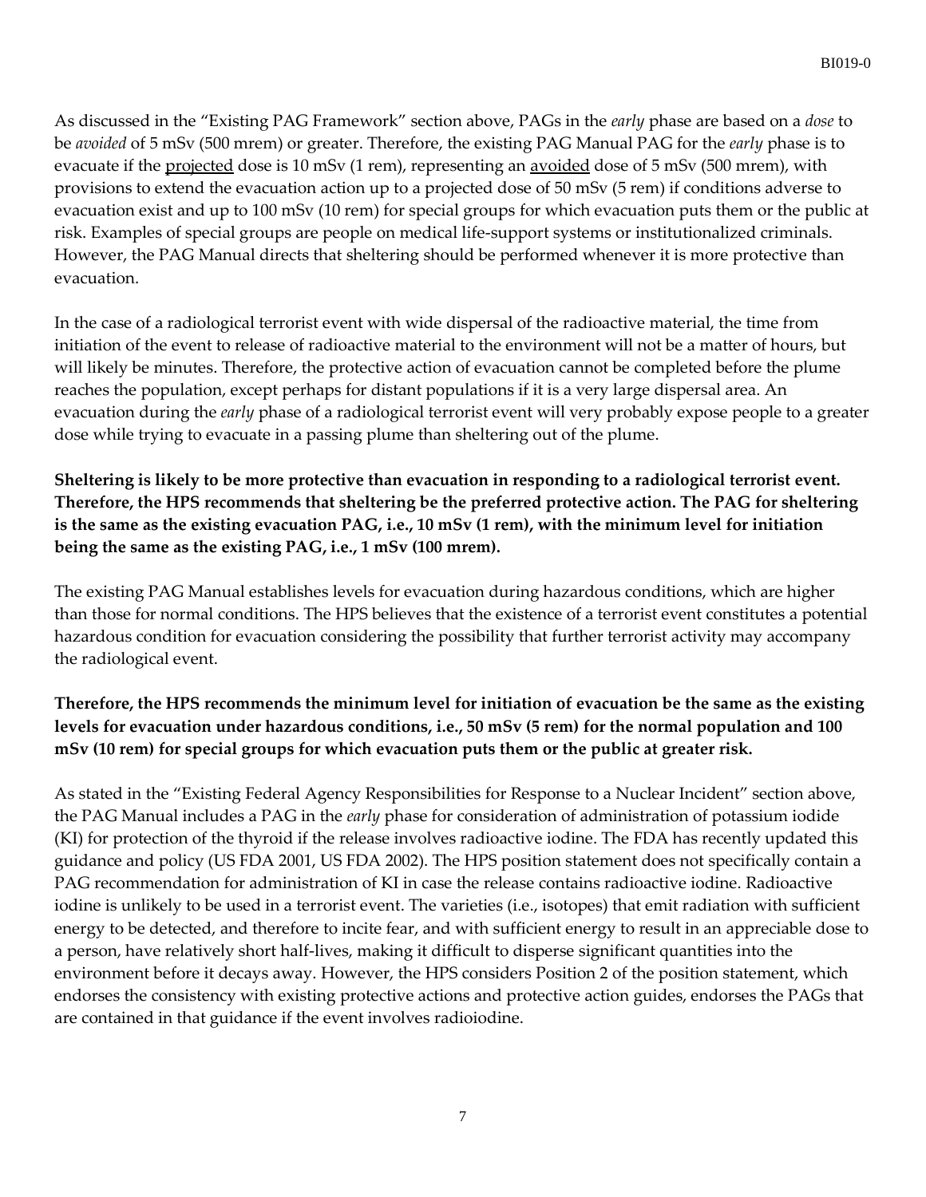As discussed in the "Existing PAG Framework" section above, PAGs in the *early* phase are based on a *dose* to be *avoided* of 5 mSv (500 mrem) or greater. Therefore, the existing PAG Manual PAG for the *early* phase is to evacuate if the <u>projected</u> dose is 10 mSv (1 rem), representing an <u>avoided</u> dose of 5 mSv (500 mrem), with provisions to extend the evacuation action up to a projected dose of 50 mSv (5 rem) if conditions adverse to evacuation exist and up to 100 mSv (10 rem) for special groups for which evacuation puts them or the public at risk. Examples of special groups are people on medical life-support systems or institutionalized criminals. However, the PAG Manual directs that sheltering should be performed whenever it is more protective than evacuation.

In the case of a radiological terrorist event with wide dispersal of the radioactive material, the time from initiation of the event to release of radioactive material to the environment will not be a matter of hours, but will likely be minutes. Therefore, the protective action of evacuation cannot be completed before the plume reaches the population, except perhaps for distant populations if it is a very large dispersal area. An evacuation during the *early* phase of a radiological terrorist event will very probably expose people to a greater dose while trying to evacuate in a passing plume than sheltering out of the plume.

**Sheltering is likely to be more protective than evacuation in responding to a radiological terrorist event. Therefore, the HPS recommends that sheltering be the preferred protective action. The PAG for sheltering is the same as the existing evacuation PAG, i.e., 10 mSv (1 rem), with the minimum level for initiation being the same as the existing PAG, i.e., 1 mSv (100 mrem).**

The existing PAG Manual establishes levels for evacuation during hazardous conditions, which are higher than those for normal conditions. The HPS believes that the existence of a terrorist event constitutes a potential hazardous condition for evacuation considering the possibility that further terrorist activity may accompany the radiological event.

**Therefore, the HPS recommends the minimum level for initiation of evacuation be the same as the existing levels for evacuation under hazardous conditions, i.e., 50 mSv (5 rem) for the normal population and 100 mSv (10 rem) for special groups for which evacuation puts them or the public at greater risk.**

As stated in the "Existing Federal Agency Responsibilities for Response to a Nuclear Incident" section above, the PAG Manual includes a PAG in the *early* phase for consideration of administration of potassium iodide (KI) for protection of the thyroid if the release involves radioactive iodine. The FDA has recently updated this guidance and policy (US FDA 2001, US FDA 2002). The HPS position statement does not specifically contain a PAG recommendation for administration of KI in case the release contains radioactive iodine. Radioactive iodine is unlikely to be used in a terrorist event. The varieties (i.e., isotopes) that emit radiation with sufficient energy to be detected, and therefore to incite fear, and with sufficient energy to result in an appreciable dose to a person, have relatively short half-lives, making it difficult to disperse significant quantities into the environment before it decays away. However, the HPS considers Position 2 of the position statement, which endorses the consistency with existing protective actions and protective action guides, endorses the PAGs that are contained in that guidance if the event involves radioiodine.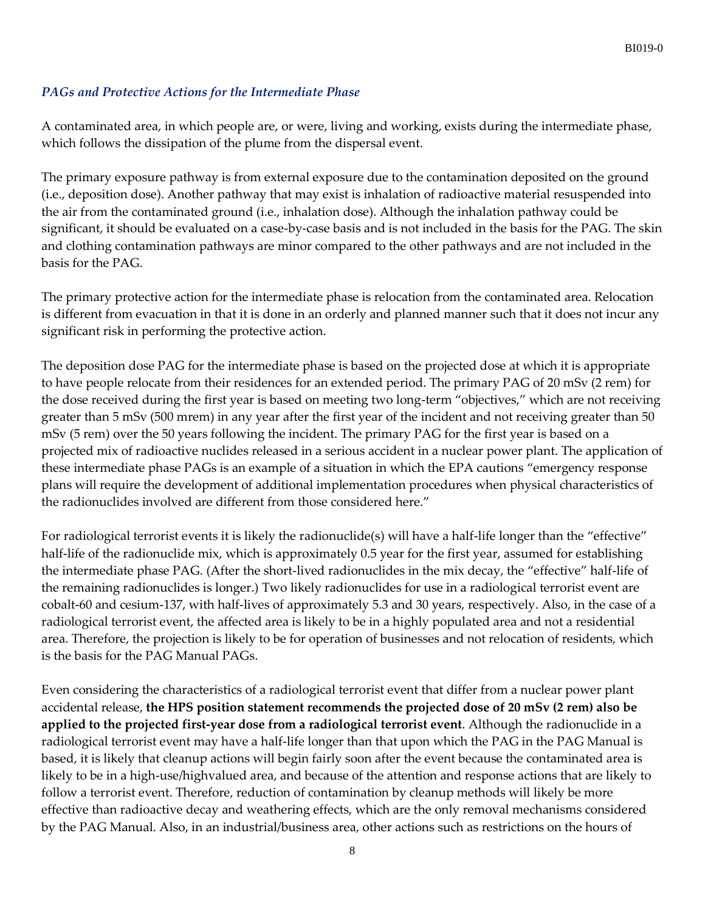### *PAGs and Protective Actions for the Intermediate Phase*

A contaminated area, in which people are, or were, living and working, exists during the intermediate phase, which follows the dissipation of the plume from the dispersal event.

The primary exposure pathway is from external exposure due to the contamination deposited on the ground (i.e., deposition dose). Another pathway that may exist is inhalation of radioactive material resuspended into the air from the contaminated ground (i.e., inhalation dose). Although the inhalation pathway could be significant, it should be evaluated on a case-by-case basis and is not included in the basis for the PAG. The skin and clothing contamination pathways are minor compared to the other pathways and are not included in the basis for the PAG.

The primary protective action for the intermediate phase is relocation from the contaminated area. Relocation is different from evacuation in that it is done in an orderly and planned manner such that it does not incur any significant risk in performing the protective action.

The deposition dose PAG for the intermediate phase is based on the projected dose at which it is appropriate to have people relocate from their residences for an extended period. The primary PAG of 20 mSv (2 rem) for the dose received during the first year is based on meeting two long-term "objectives," which are not receiving greater than 5 mSv (500 mrem) in any year after the first year of the incident and not receiving greater than 50 mSv (5 rem) over the 50 years following the incident. The primary PAG for the first year is based on a projected mix of radioactive nuclides released in a serious accident in a nuclear power plant. The application of these intermediate phase PAGs is an example of a situation in which the EPA cautions "emergency response plans will require the development of additional implementation procedures when physical characteristics of the radionuclides involved are different from those considered here."

For radiological terrorist events it is likely the radionuclide(s) will have a half-life longer than the "effective" half-life of the radionuclide mix, which is approximately 0.5 year for the first year, assumed for establishing the intermediate phase PAG. (After the short-lived radionuclides in the mix decay, the "effective" half-life of the remaining radionuclides is longer.) Two likely radionuclides for use in a radiological terrorist event are cobalt-60 and cesium-137, with half-lives of approximately 5.3 and 30 years, respectively. Also, in the case of a radiological terrorist event, the affected area is likely to be in a highly populated area and not a residential area. Therefore, the projection is likely to be for operation of businesses and not relocation of residents, which is the basis for the PAG Manual PAGs.

Even considering the characteristics of a radiological terrorist event that differ from a nuclear power plant accidental release, **the HPS position statement recommends the projected dose of 20 mSv (2 rem) also be applied to the projected first-year dose from a radiological terrorist event**. Although the radionuclide in a radiological terrorist event may have a half-life longer than that upon which the PAG in the PAG Manual is based, it is likely that cleanup actions will begin fairly soon after the event because the contaminated area is likely to be in a high-use/highvalued area, and because of the attention and response actions that are likely to follow a terrorist event. Therefore, reduction of contamination by cleanup methods will likely be more effective than radioactive decay and weathering effects, which are the only removal mechanisms considered by the PAG Manual. Also, in an industrial/business area, other actions such as restrictions on the hours of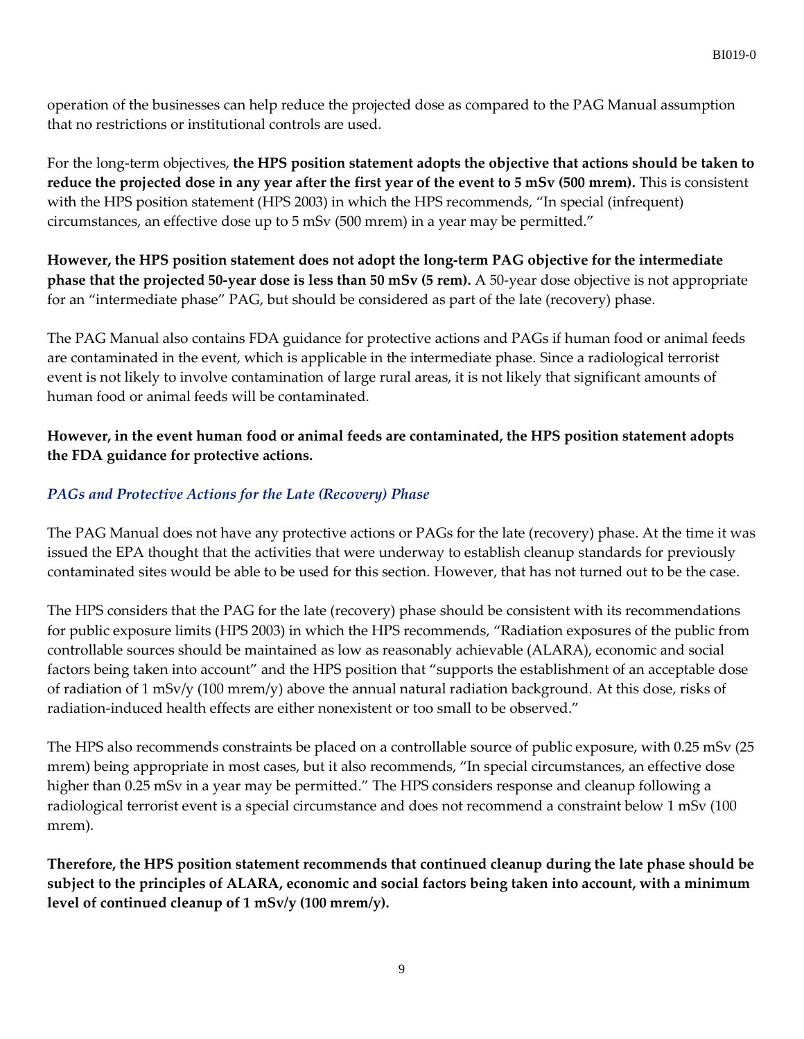operation of the businesses can help reduce the projected dose as compared to the PAG Manual assumption that no restrictions or institutional controls are used.

For the long-term objectives, **the HPS position statement adopts the objective that actions should be taken to reduce the projected dose in any year after the first year of the event to 5 mSv (500 mrem).** This is consistent with the HPS position statement (HPS 2003) in which the HPS recommends, "In special (infrequent) circumstances, an effective dose up to 5 mSv (500 mrem) in a year may be permitted."

**However, the HPS position statement does not adopt the long-term PAG objective for the intermediate phase that the projected 50-year dose is less than 50 mSv (5 rem).** A 50-year dose objective is not appropriate for an "intermediate phase" PAG, but should be considered as part of the late (recovery) phase.

The PAG Manual also contains FDA guidance for protective actions and PAGs if human food or animal feeds are contaminated in the event, which is applicable in the intermediate phase. Since a radiological terrorist event is not likely to involve contamination of large rural areas, it is not likely that significant amounts of human food or animal feeds will be contaminated.

**However, in the event human food or animal feeds are contaminated, the HPS position statement adopts the FDA guidance for protective actions.**

### *PAGs and Protective Actions for the Late (Recovery) Phase*

The PAG Manual does not have any protective actions or PAGs for the late (recovery) phase. At the time it was issued the EPA thought that the activities that were underway to establish cleanup standards for previously contaminated sites would be able to be used for this section. However, that has not turned out to be the case.

The HPS considers that the PAG for the late (recovery) phase should be consistent with its recommendations for public exposure limits (HPS 2003) in which the HPS recommends, "Radiation exposures of the public from controllable sources should be maintained as low as reasonably achievable (ALARA), economic and social factors being taken into account" and the HPS position that "supports the establishment of an acceptable dose of radiation of 1 mSv/y (100 mrem/y) above the annual natural radiation background. At this dose, risks of radiation-induced health effects are either nonexistent or too small to be observed."

The HPS also recommends constraints be placed on a controllable source of public exposure, with 0.25 mSv (25 mrem) being appropriate in most cases, but it also recommends, "In special circumstances, an effective dose higher than 0.25 mSv in a year may be permitted." The HPS considers response and cleanup following a radiological terrorist event is a special circumstance and does not recommend a constraint below 1 mSv (100 mrem).

**Therefore, the HPS position statement recommends that continued cleanup during the late phase should be subject to the principles of ALARA, economic and social factors being taken into account, with a minimum level of continued cleanup of 1 mSv/y (100 mrem/y).**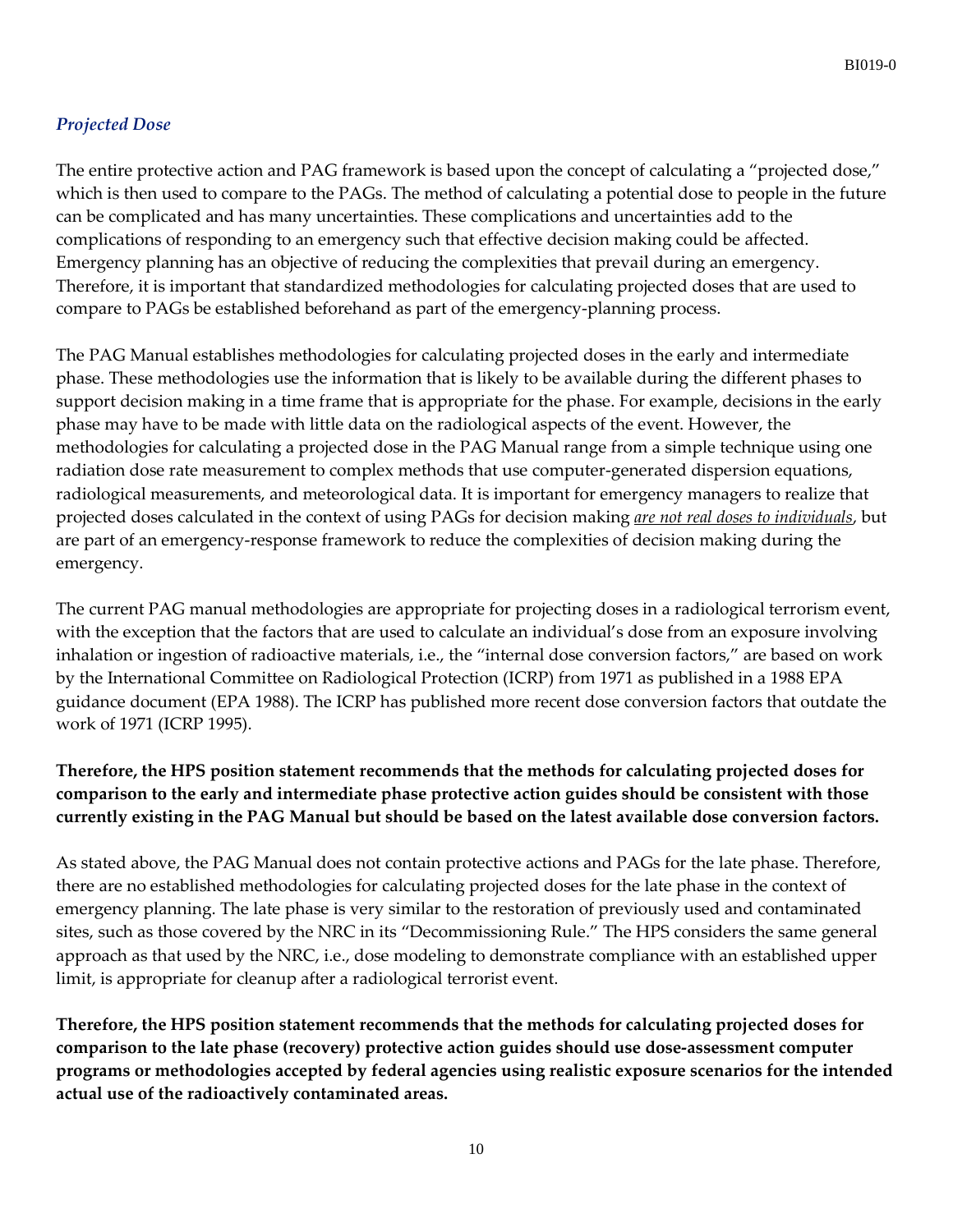### *Projected Dose*

The entire protective action and PAG framework is based upon the concept of calculating a "projected dose," which is then used to compare to the PAGs. The method of calculating a potential dose to people in the future can be complicated and has many uncertainties. These complications and uncertainties add to the complications of responding to an emergency such that effective decision making could be affected. Emergency planning has an objective of reducing the complexities that prevail during an emergency. Therefore, it is important that standardized methodologies for calculating projected doses that are used to compare to PAGs be established beforehand as part of the emergency-planning process.

The PAG Manual establishes methodologies for calculating projected doses in the early and intermediate phase. These methodologies use the information that is likely to be available during the different phases to support decision making in a time frame that is appropriate for the phase. For example, decisions in the early phase may have to be made with little data on the radiological aspects of the event. However, the methodologies for calculating a projected dose in the PAG Manual range from a simple technique using one radiation dose rate measurement to complex methods that use computer-generated dispersion equations, radiological measurements, and meteorological data. It is important for emergency managers to realize that projected doses calculated in the context of using PAGs for decision making <u>*are not real doses to individuals*</u>, but are part of an emergency-response framework to reduce the complexities of decision making during the emergency.

The current PAG manual methodologies are appropriate for projecting doses in a radiological terrorism event, with the exception that the factors that are used to calculate an individual's dose from an exposure involving inhalation or ingestion of radioactive materials, i.e., the "internal dose conversion factors," are based on work by the International Committee on Radiological Protection (ICRP) from 1971 as published in a 1988 EPA guidance document (EPA 1988). The ICRP has published more recent dose conversion factors that outdate the work of 1971 (ICRP 1995).

**Therefore, the HPS position statement recommends that the methods for calculating projected doses for comparison to the early and intermediate phase protective action guides should be consistent with those currently existing in the PAG Manual but should be based on the latest available dose conversion factors.**

As stated above, the PAG Manual does not contain protective actions and PAGs for the late phase. Therefore, there are no established methodologies for calculating projected doses for the late phase in the context of emergency planning. The late phase is very similar to the restoration of previously used and contaminated sites, such as those covered by the NRC in its "Decommissioning Rule." The HPS considers the same general approach as that used by the NRC, i.e., dose modeling to demonstrate compliance with an established upper limit, is appropriate for cleanup after a radiological terrorist event.

**Therefore, the HPS position statement recommends that the methods for calculating projected doses for comparison to the late phase (recovery) protective action guides should use dose-assessment computer programs or methodologies accepted by federal agencies using realistic exposure scenarios for the intended actual use of the radioactively contaminated areas.**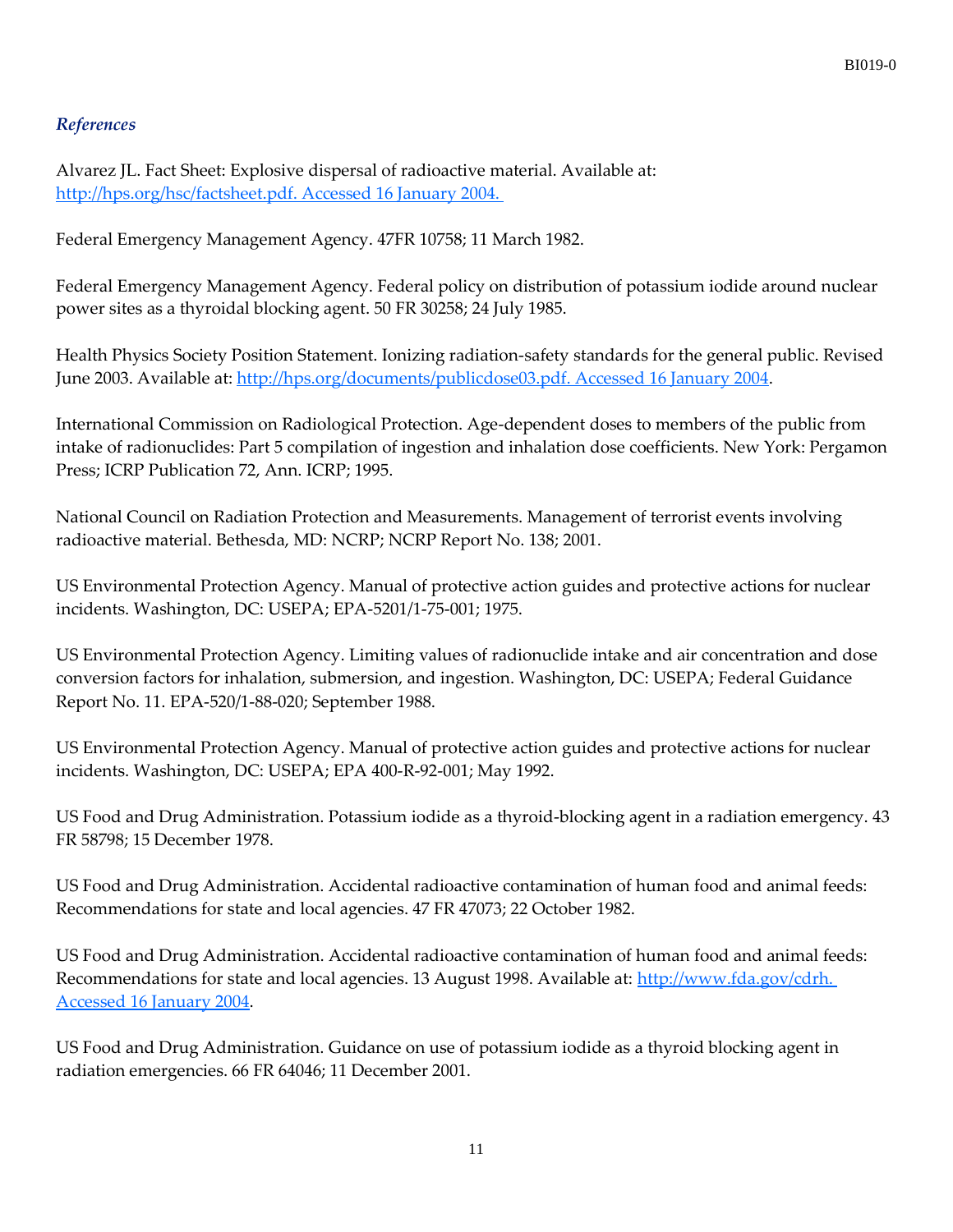### *References*

Alvarez JL. Fact Sheet: Explosive dispersal of radioactive material. Available at: http://hps.org/hsc/factsheet.pdf. Accessed 16 January 2004.

Federal Emergency Management Agency. 47FR 10758; 11 March 1982.

Federal Emergency Management Agency. Federal policy on distribution of potassium iodide around nuclear power sites as a thyroidal blocking agent. 50 FR 30258; 24 July 1985.

Health Physics Society Position Statement. Ionizing radiation-safety standards for the general public. Revised June 2003. Available at: http://hps.org/documents/publicdose03.pdf. Accessed 16 January 2004.

International Commission on Radiological Protection. Age-dependent doses to members of the public from intake of radionuclides: Part 5 compilation of ingestion and inhalation dose coefficients. New York: Pergamon Press; ICRP Publication 72, Ann. ICRP; 1995.

National Council on Radiation Protection and Measurements. Management of terrorist events involving radioactive material. Bethesda, MD: NCRP; NCRP Report No. 138; 2001.

US Environmental Protection Agency. Manual of protective action guides and protective actions for nuclear incidents. Washington, DC: USEPA; EPA-5201/1-75-001; 1975.

US Environmental Protection Agency. Limiting values of radionuclide intake and air concentration and dose conversion factors for inhalation, submersion, and ingestion. Washington, DC: USEPA; Federal Guidance Report No. 11. EPA-520/1-88-020; September 1988.

US Environmental Protection Agency. Manual of protective action guides and protective actions for nuclear incidents. Washington, DC: USEPA; EPA 400-R-92-001; May 1992.

US Food and Drug Administration. Potassium iodide as a thyroid-blocking agent in a radiation emergency. 43 FR 58798; 15 December 1978.

US Food and Drug Administration. Accidental radioactive contamination of human food and animal feeds: Recommendations for state and local agencies. 47 FR 47073; 22 October 1982.

US Food and Drug Administration. Accidental radioactive contamination of human food and animal feeds: Recommendations for state and local agencies. 13 August 1998. Available at: http://www.fda.gov/cdrh. Accessed 16 January 2004.

US Food and Drug Administration. Guidance on use of potassium iodide as a thyroid blocking agent in radiation emergencies. 66 FR 64046; 11 December 2001.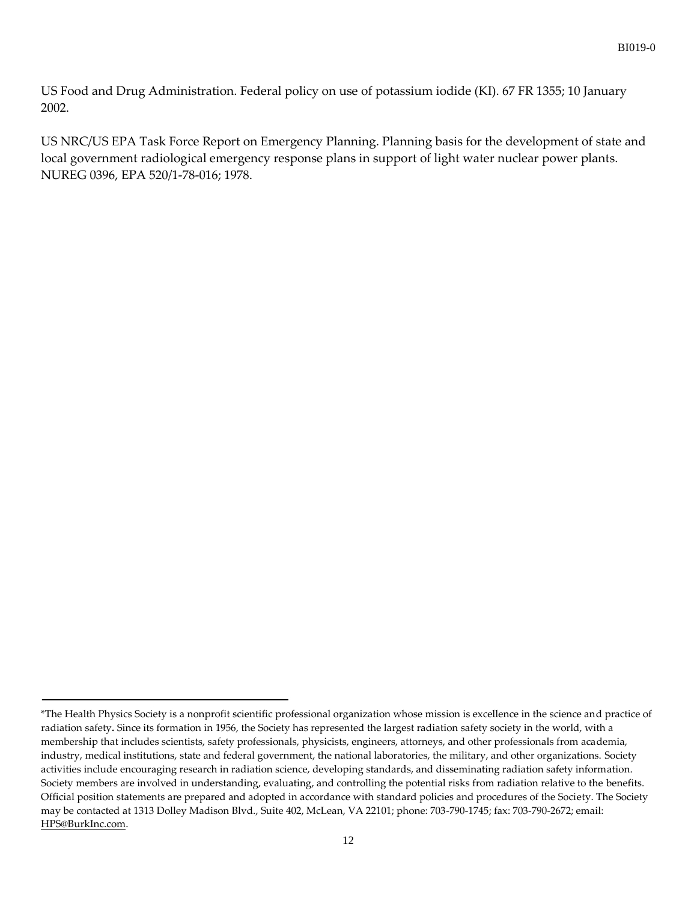US Food and Drug Administration. Federal policy on use of potassium iodide (KI). 67 FR 1355; 10 January 2002.

US NRC/US EPA Task Force Report on Emergency Planning. Planning basis for the development of state and local government radiological emergency response plans in support of light water nuclear power plants. NUREG 0396, EPA 520/1-78-016; 1978.

---

*The Health Physics Society is a nonprofit scientific professional organization whose mission is excellence in the science and practice of radiation safety. Since its formation in 1956, the Society has represented the largest radiation safety society in the world, with a membership that includes scientists, safety professionals, physicists, engineers, attorneys, and other professionals from academia, industry, medical institutions, state and federal government, the national laboratories, the military, and other organizations. Society activities include encouraging research in radiation science, developing standards, and disseminating radiation safety information. Society members are involved in understanding, evaluating, and controlling the potential risks from radiation relative to the benefits. Official position statements are prepared and adopted in accordance with standard policies and procedures of the Society. The Society may be contacted at 1313 Dolley Madison Blvd., Suite 402, McLean, VA 22101; phone: 703-790-1745; fax: 703-790-2672; email: HPS@BurkInc.com.